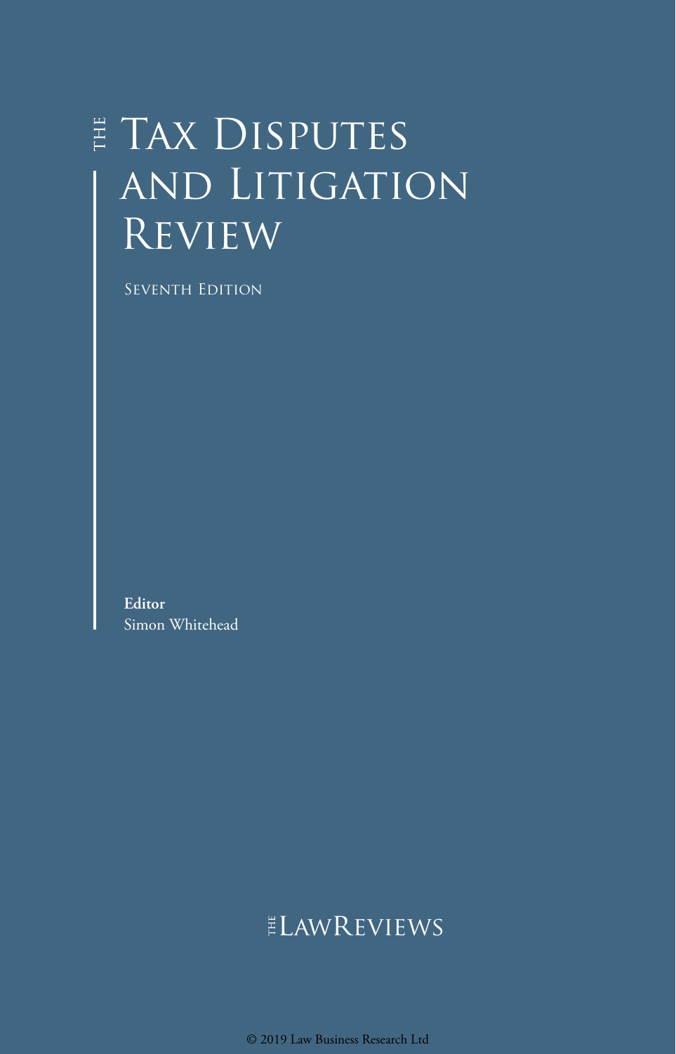# THE TAX DISPUTES AND LITIGATION REVIEW

SEVENTH EDITION

**Editor**
Simon Whitehead

THE LAWREVIEWS

© 2019 Law Business Research Ltd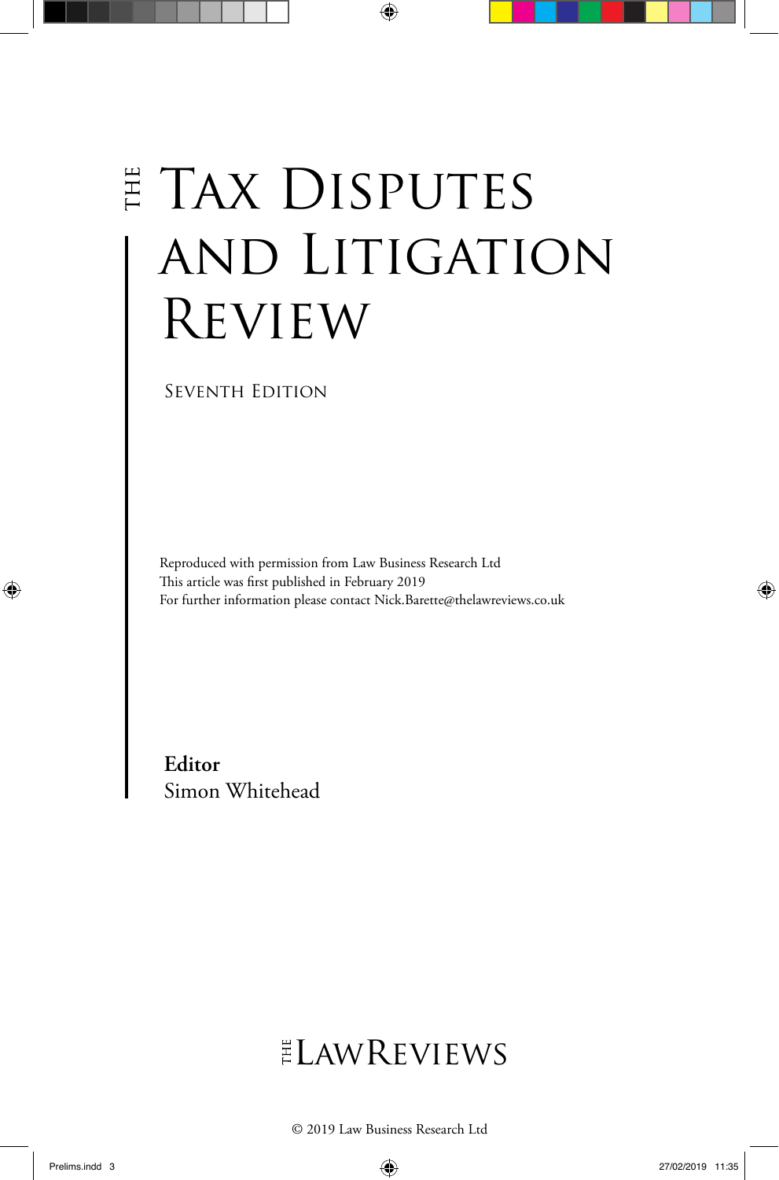# THE TAX DISPUTES AND LITIGATION REVIEW

SEVENTH EDITION

Reproduced with permission from Law Business Research Ltd
This article was first published in February 2019
For further information please contact Nick.Barette@thelawreviews.co.uk

**Editor**
Simon Whitehead

THE LAWREVIEWS

© 2019 Law Business Research Ltd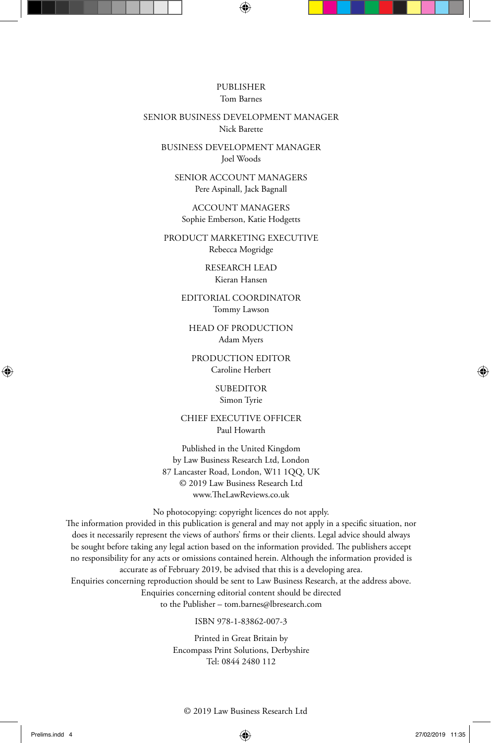PUBLISHER
Tom Barnes

SENIOR BUSINESS DEVELOPMENT MANAGER
Nick Barette

BUSINESS DEVELOPMENT MANAGER
Joel Woods

SENIOR ACCOUNT MANAGERS
Pere Aspinall, Jack Bagnall

ACCOUNT MANAGERS
Sophie Emberson, Katie Hodgetts

PRODUCT MARKETING EXECUTIVE
Rebecca Mogridge

RESEARCH LEAD
Kieran Hansen

EDITORIAL COORDINATOR
Tommy Lawson

HEAD OF PRODUCTION
Adam Myers

PRODUCTION EDITOR
Caroline Herbert

SUBEDITOR
Simon Tyrie

CHIEF EXECUTIVE OFFICER
Paul Howarth

Published in the United Kingdom
by Law Business Research Ltd, London
87 Lancaster Road, London, W11 1QQ, UK
© 2019 Law Business Research Ltd
www.TheLawReviews.co.uk

No photocopying: copyright licences do not apply.
The information provided in this publication is general and may not apply in a specific situation, nor does it necessarily represent the views of authors' firms or their clients. Legal advice should always be sought before taking any legal action based on the information provided. The publishers accept no responsibility for any acts or omissions contained herein. Although the information provided is accurate as of February 2019, be advised that this is a developing area.
Enquiries concerning reproduction should be sent to Law Business Research, at the address above.
Enquiries concerning editorial content should be directed
to the Publisher – tom.barnes@lbresearch.com

ISBN 978-1-83862-007-3

Printed in Great Britain by
Encompass Print Solutions, Derbyshire
Tel: 0844 2480 112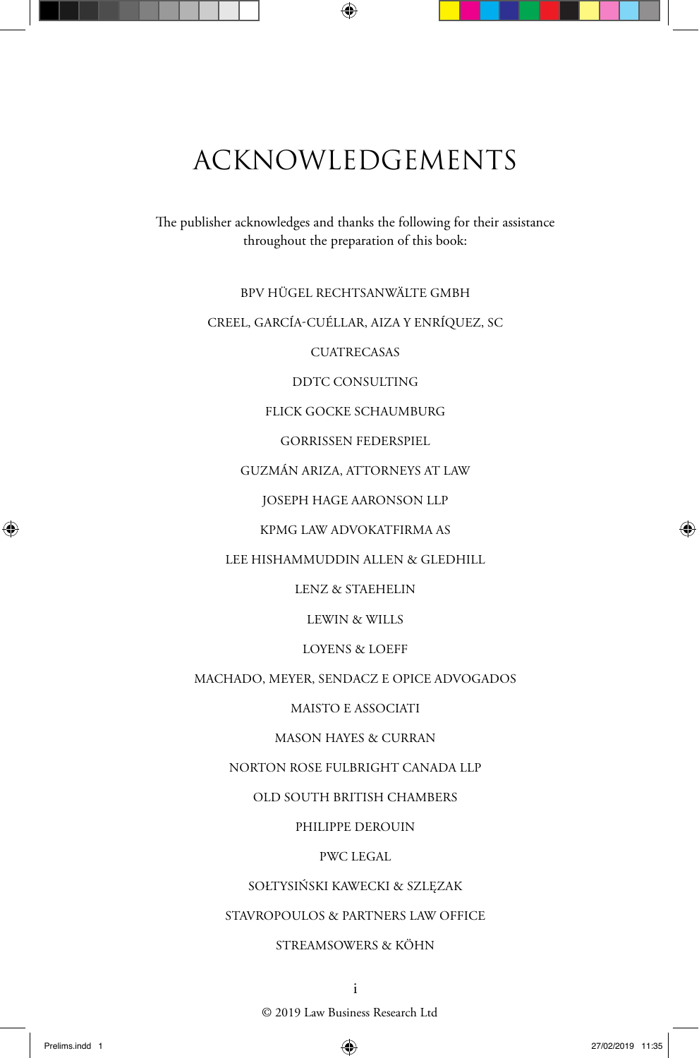# ACKNOWLEDGEMENTS

The publisher acknowledges and thanks the following for their assistance throughout the preparation of this book:

BPV HÜGEL RECHTSANWÄLTE GMBH

CREEL, GARCÍA-CUÉLLAR, AIZA Y ENRÍQUEZ, SC

CUATRECASAS

DDTC CONSULTING

FLICK GOCKE SCHAUMBURG

GORRISSEN FEDERSPIEL

GUZMÁN ARIZA, ATTORNEYS AT LAW

JOSEPH HAGE AARONSON LLP

KPMG LAW ADVOKATFIRMA AS

LEE HISHAMMUDDIN ALLEN & GLEDHILL

LENZ & STAEHELIN

LEWIN & WILLS

LOYENS & LOEFF

MACHADO, MEYER, SENDACZ E OPICE ADVOGADOS

MAISTO E ASSOCIATI

MASON HAYES & CURRAN

NORTON ROSE FULBRIGHT CANADA LLP

OLD SOUTH BRITISH CHAMBERS

PHILIPPE DEROUIN

PWC LEGAL

SOŁTYSIŃSKI KAWECKI & SZLĘZAK

STAVROPOULOS & PARTNERS LAW OFFICE

STREAMSOWERS & KÖHN

© 2019 Law Business Research Ltd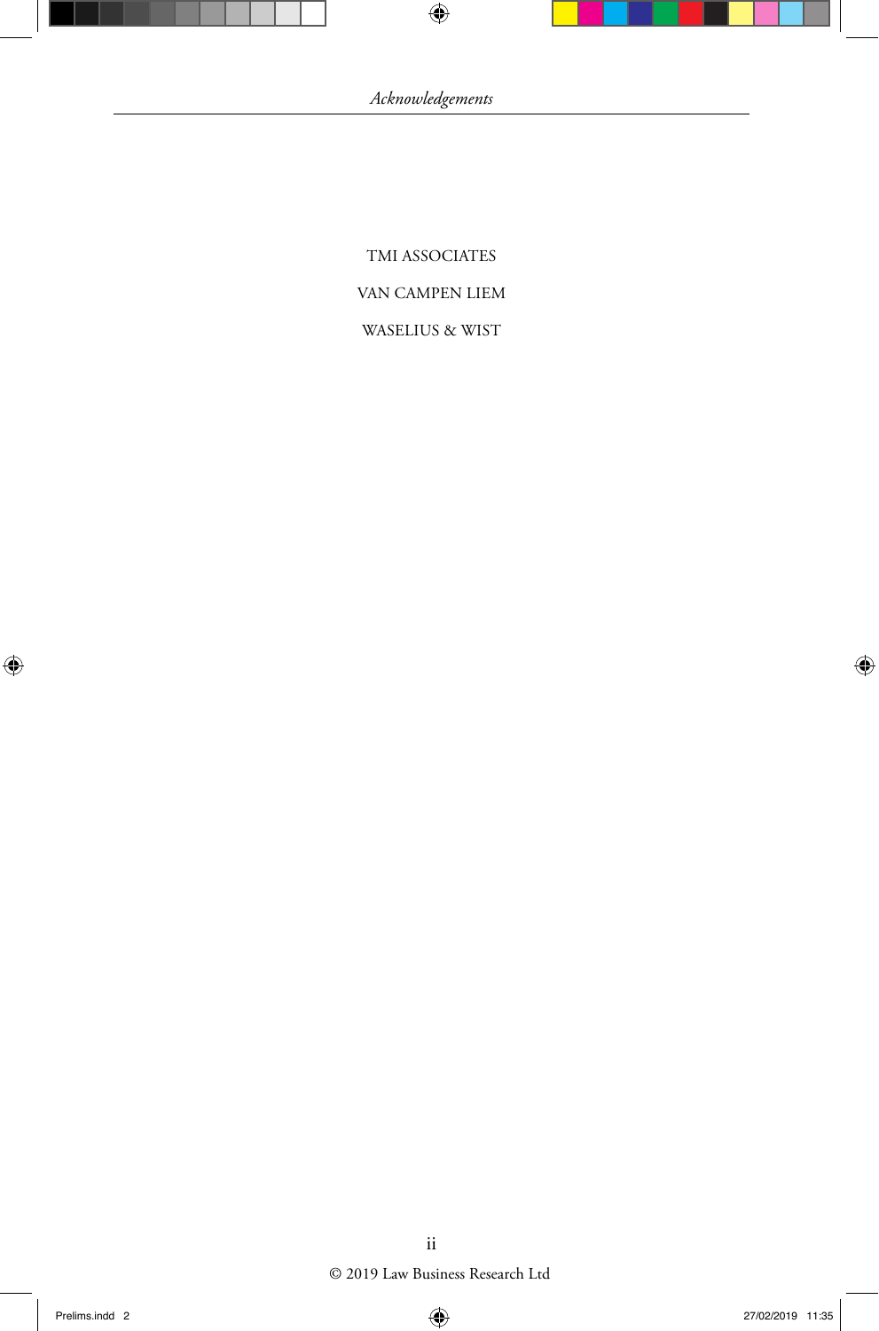TMI ASSOCIATES

VAN CAMPEN LIEM

WASELIUS & WIST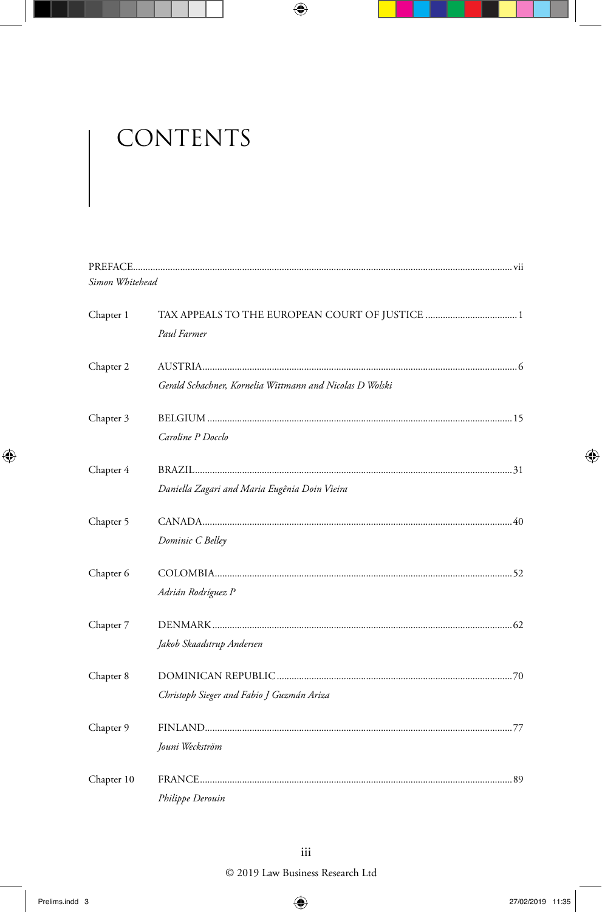# CONTENTS

PREFACE ........ vii
*Simon Whitehead*

Chapter 1 TAX APPEALS TO THE EUROPEAN COURT OF JUSTICE ........ 1
*Paul Farmer*

Chapter 2 AUSTRIA ........ 6
*Gerald Schachner, Kornelia Wittmann and Nicolas D Wolski*

Chapter 3 BELGIUM ........ 15
*Caroline P Docclo*

Chapter 4 BRAZIL ........ 31
*Daniella Zagari and Maria Eugênia Doin Vieira*

Chapter 5 CANADA ........ 40
*Dominic C Belley*

Chapter 6 COLOMBIA ........ 52
*Adrián Rodríguez P*

Chapter 7 DENMARK ........ 62
*Jakob Skaadstrup Andersen*

Chapter 8 DOMINICAN REPUBLIC ........ 70
*Christoph Sieger and Fabio J Guzmán Ariza*

Chapter 9 FINLAND ........ 77
*Jouni Weckström*

Chapter 10 FRANCE ........ 89
*Philippe Derouin*

© 2019 Law Business Research Ltd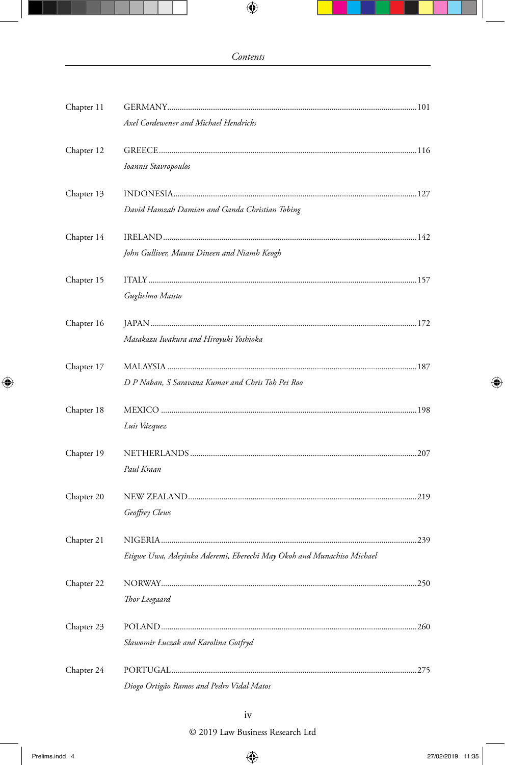Chapter 11 GERMANY ........ 101

*Axel Cordewener and Michael Hendricks*

Chapter 12 GREECE ........ 116

*Ioannis Stavropoulos*

Chapter 13 INDONESIA ........ 127

*David Hamzah Damian and Ganda Christian Tobing*

Chapter 14 IRELAND ........ 142

*John Gulliver, Maura Dineen and Niamh Keogh*

Chapter 15 ITALY ........ 157

*Guglielmo Maisto*

Chapter 16 JAPAN ........ 172

*Masakazu Iwakura and Hiroyuki Yoshioka*

Chapter 17 MALAYSIA ........ 187

*D P Naban, S Saravana Kumar and Chris Toh Pei Roo*

Chapter 18 MEXICO ........ 198

*Luis Vázquez*

Chapter 19 NETHERLANDS ........ 207

*Paul Kraan*

Chapter 20 NEW ZEALAND ........ 219

*Geoffrey Clews*

Chapter 21 NIGERIA ........ 239

*Etigwe Uwa, Adeyinka Aderemi, Eberechi May Okoh and Munachiso Michael*

Chapter 22 NORWAY ........ 250

*Thor Leegaard*

Chapter 23 POLAND ........ 260

*Sławomir Łuczak and Karolina Gotfryd*

Chapter 24 PORTUGAL ........ 275

*Diogo Ortigão Ramos and Pedro Vidal Matos*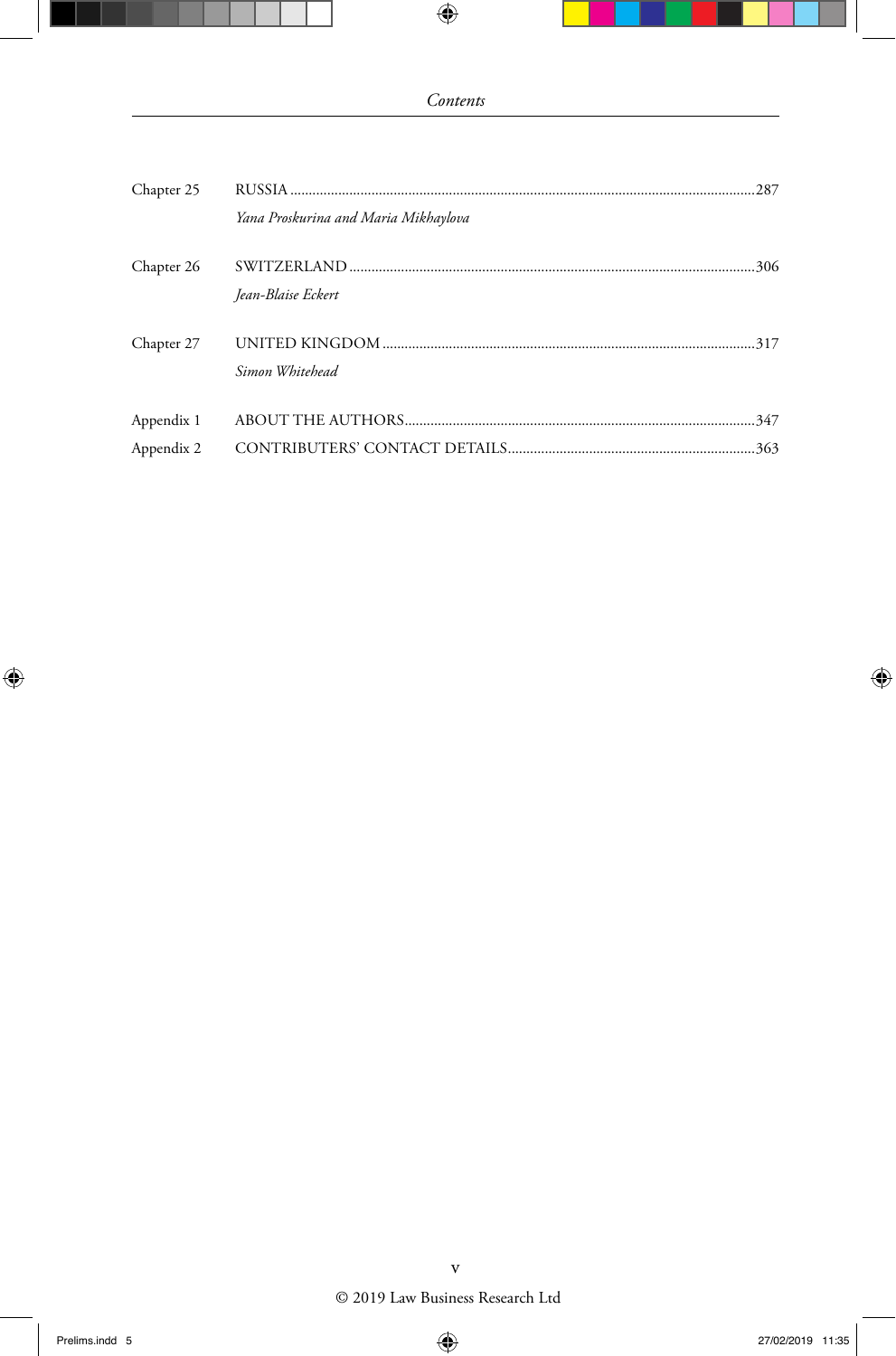Chapter 25 RUSSIA ... 287

*Yana Proskurina and Maria Mikhaylova*

Chapter 26 SWITZERLAND ... 306

*Jean-Blaise Eckert*

Chapter 27 UNITED KINGDOM ... 317

*Simon Whitehead*

Appendix 1 ABOUT THE AUTHORS ... 347

Appendix 2 CONTRIBUTERS' CONTACT DETAILS ... 363

© 2019 Law Business Research Ltd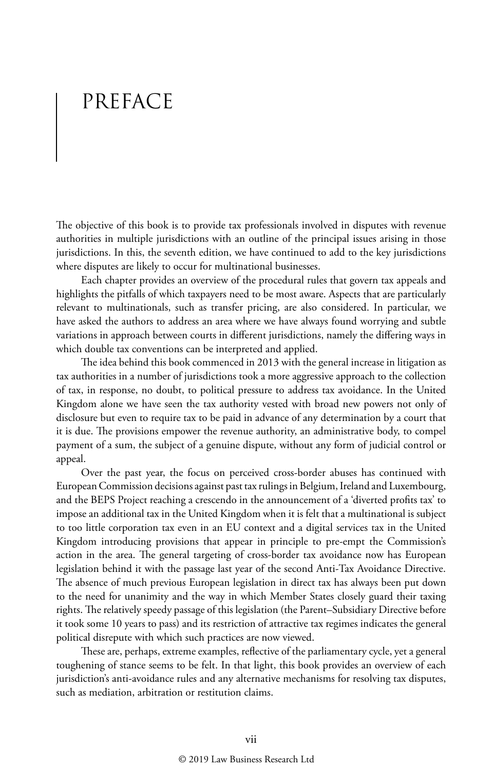# PREFACE

The objective of this book is to provide tax professionals involved in disputes with revenue authorities in multiple jurisdictions with an outline of the principal issues arising in those jurisdictions. In this, the seventh edition, we have continued to add to the key jurisdictions where disputes are likely to occur for multinational businesses.

Each chapter provides an overview of the procedural rules that govern tax appeals and highlights the pitfalls of which taxpayers need to be most aware. Aspects that are particularly relevant to multinationals, such as transfer pricing, are also considered. In particular, we have asked the authors to address an area where we have always found worrying and subtle variations in approach between courts in different jurisdictions, namely the differing ways in which double tax conventions can be interpreted and applied.

The idea behind this book commenced in 2013 with the general increase in litigation as tax authorities in a number of jurisdictions took a more aggressive approach to the collection of tax, in response, no doubt, to political pressure to address tax avoidance. In the United Kingdom alone we have seen the tax authority vested with broad new powers not only of disclosure but even to require tax to be paid in advance of any determination by a court that it is due. The provisions empower the revenue authority, an administrative body, to compel payment of a sum, the subject of a genuine dispute, without any form of judicial control or appeal.

Over the past year, the focus on perceived cross-border abuses has continued with European Commission decisions against past tax rulings in Belgium, Ireland and Luxembourg, and the BEPS Project reaching a crescendo in the announcement of a 'diverted profits tax' to impose an additional tax in the United Kingdom when it is felt that a multinational is subject to too little corporation tax even in an EU context and a digital services tax in the United Kingdom introducing provisions that appear in principle to pre-empt the Commission's action in the area. The general targeting of cross-border tax avoidance now has European legislation behind it with the passage last year of the second Anti-Tax Avoidance Directive. The absence of much previous European legislation in direct tax has always been put down to the need for unanimity and the way in which Member States closely guard their taxing rights. The relatively speedy passage of this legislation (the Parent–Subsidiary Directive before it took some 10 years to pass) and its restriction of attractive tax regimes indicates the general political disrepute with which such practices are now viewed.

These are, perhaps, extreme examples, reflective of the parliamentary cycle, yet a general toughening of stance seems to be felt. In that light, this book provides an overview of each jurisdiction's anti-avoidance rules and any alternative mechanisms for resolving tax disputes, such as mediation, arbitration or restitution claims.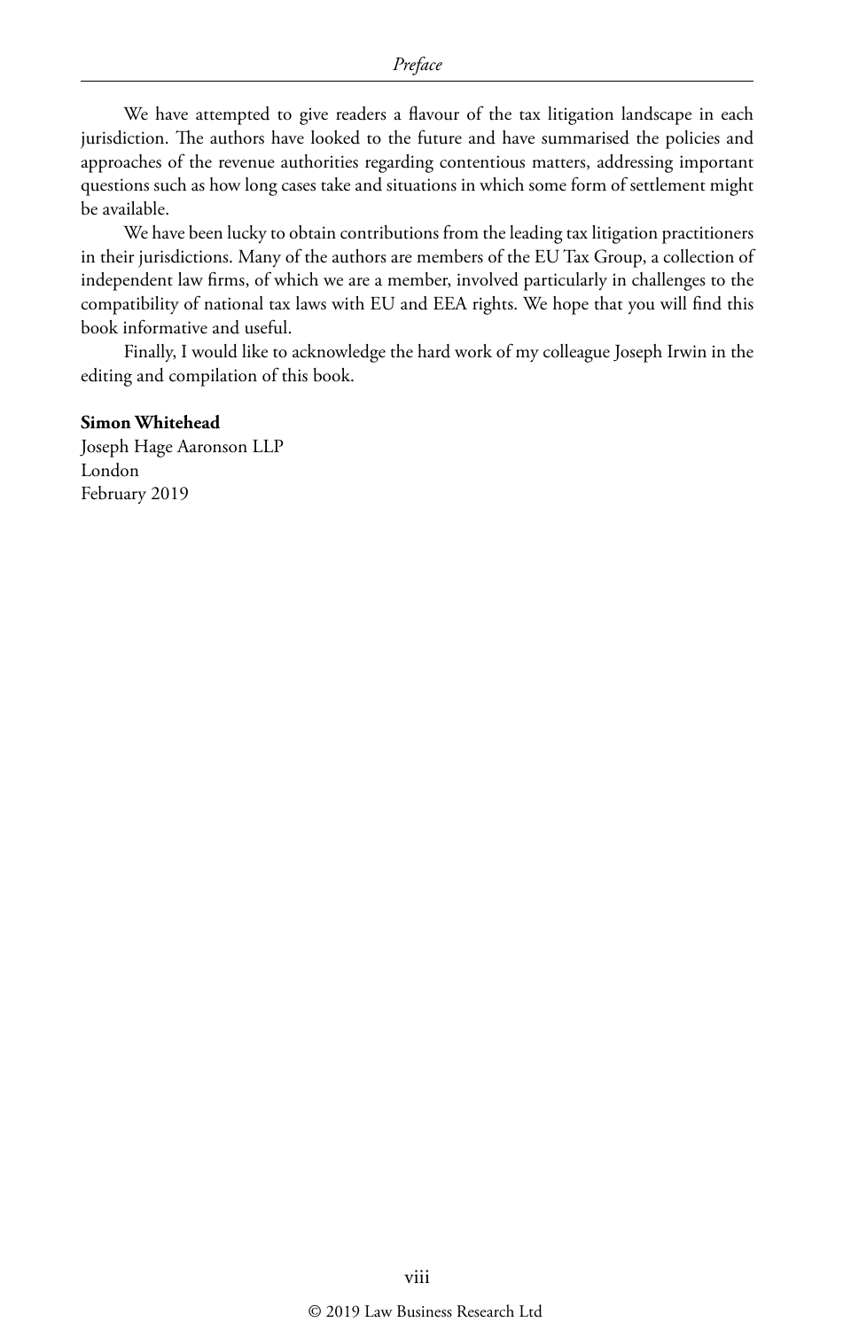We have attempted to give readers a flavour of the tax litigation landscape in each jurisdiction. The authors have looked to the future and have summarised the policies and approaches of the revenue authorities regarding contentious matters, addressing important questions such as how long cases take and situations in which some form of settlement might be available.

We have been lucky to obtain contributions from the leading tax litigation practitioners in their jurisdictions. Many of the authors are members of the EU Tax Group, a collection of independent law firms, of which we are a member, involved particularly in challenges to the compatibility of national tax laws with EU and EEA rights. We hope that you will find this book informative and useful.

Finally, I would like to acknowledge the hard work of my colleague Joseph Irwin in the editing and compilation of this book.

**Simon Whitehead**
Joseph Hage Aaronson LLP
London
February 2019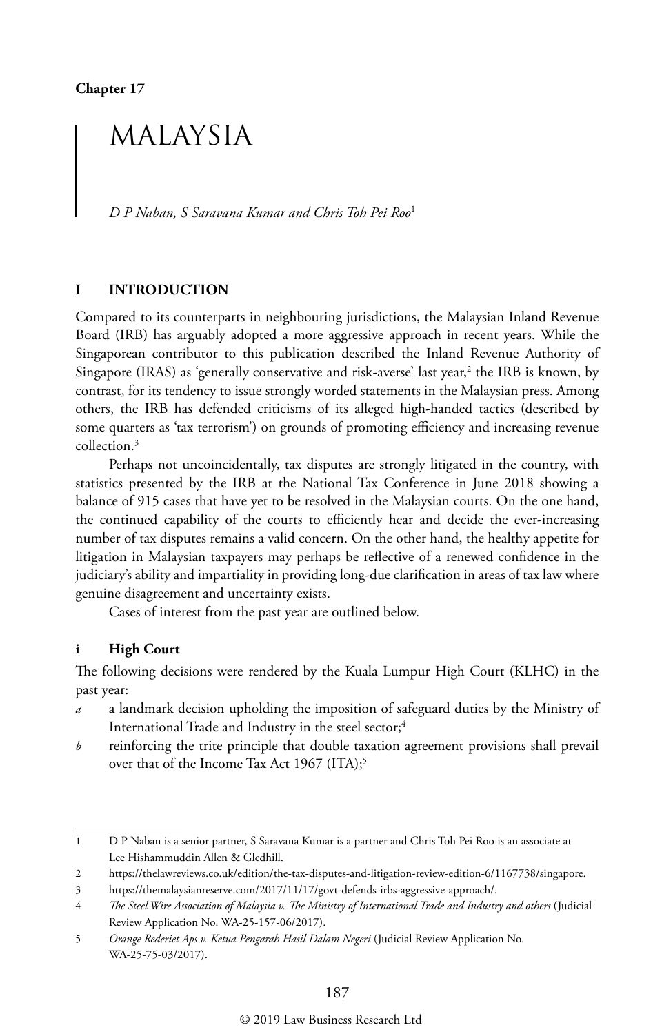**Chapter 17**

# MALAYSIA

*D P Naban, S Saravana Kumar and Chris Toh Pei Roo*[1]

## I INTRODUCTION

Compared to its counterparts in neighbouring jurisdictions, the Malaysian Inland Revenue Board (IRB) has arguably adopted a more aggressive approach in recent years. While the Singaporean contributor to this publication described the Inland Revenue Authority of Singapore (IRAS) as 'generally conservative and risk-averse' last year,[2] the IRB is known, by contrast, for its tendency to issue strongly worded statements in the Malaysian press. Among others, the IRB has defended criticisms of its alleged high-handed tactics (described by some quarters as 'tax terrorism') on grounds of promoting efficiency and increasing revenue collection.[3]

Perhaps not uncoincidentally, tax disputes are strongly litigated in the country, with statistics presented by the IRB at the National Tax Conference in June 2018 showing a balance of 915 cases that have yet to be resolved in the Malaysian courts. On the one hand, the continued capability of the courts to efficiently hear and decide the ever-increasing number of tax disputes remains a valid concern. On the other hand, the healthy appetite for litigation in Malaysian taxpayers may perhaps be reflective of a renewed confidence in the judiciary's ability and impartiality in providing long-due clarification in areas of tax law where genuine disagreement and uncertainty exists.

Cases of interest from the past year are outlined below.

### i High Court

The following decisions were rendered by the Kuala Lumpur High Court (KLHC) in the past year:

*a* a landmark decision upholding the imposition of safeguard duties by the Ministry of International Trade and Industry in the steel sector;[4]

*b* reinforcing the trite principle that double taxation agreement provisions shall prevail over that of the Income Tax Act 1967 (ITA);[5]

---

1 D P Naban is a senior partner, S Saravana Kumar is a partner and Chris Toh Pei Roo is an associate at Lee Hishammuddin Allen & Gledhill.

2 https://thelawreviews.co.uk/edition/the-tax-disputes-and-litigation-review-edition-6/1167738/singapore.

3 https://themalaysianreserve.com/2017/11/17/govt-defends-irbs-aggressive-approach/.

4 *The Steel Wire Association of Malaysia v. The Ministry of International Trade and Industry and others* (Judicial Review Application No. WA-25-157-06/2017).

5 *Orange Rederiet Aps v. Ketua Pengarah Hasil Dalam Negeri* (Judicial Review Application No. WA-25-75-03/2017).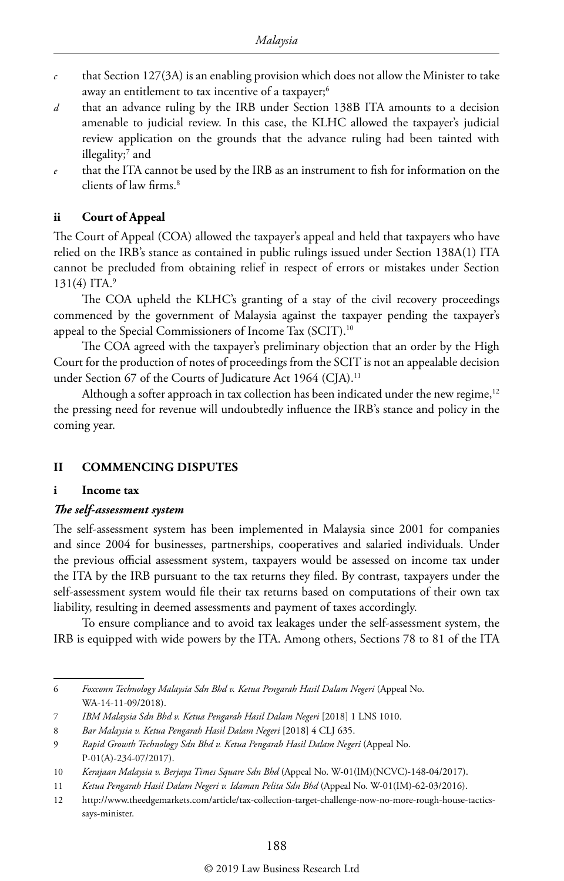*c* that Section 127(3A) is an enabling provision which does not allow the Minister to take away an entitlement to tax incentive of a taxpayer;[6]

*d* that an advance ruling by the IRB under Section 138B ITA amounts to a decision amenable to judicial review. In this case, the KLHC allowed the taxpayer's judicial review application on the grounds that the advance ruling had been tainted with illegality;[7] and

*e* that the ITA cannot be used by the IRB as an instrument to fish for information on the clients of law firms.[8]

### ii Court of Appeal

The Court of Appeal (COA) allowed the taxpayer's appeal and held that taxpayers who have relied on the IRB's stance as contained in public rulings issued under Section 138A(1) ITA cannot be precluded from obtaining relief in respect of errors or mistakes under Section 131(4) ITA.[9]

The COA upheld the KLHC's granting of a stay of the civil recovery proceedings commenced by the government of Malaysia against the taxpayer pending the taxpayer's appeal to the Special Commissioners of Income Tax (SCIT).[10]

The COA agreed with the taxpayer's preliminary objection that an order by the High Court for the production of notes of proceedings from the SCIT is not an appealable decision under Section 67 of the Courts of Judicature Act 1964 (CJA).[11]

Although a softer approach in tax collection has been indicated under the new regime,[12] the pressing need for revenue will undoubtedly influence the IRB's stance and policy in the coming year.

## II COMMENCING DISPUTES

### i Income tax

#### *The self-assessment system*

The self-assessment system has been implemented in Malaysia since 2001 for companies and since 2004 for businesses, partnerships, cooperatives and salaried individuals. Under the previous official assessment system, taxpayers would be assessed on income tax under the ITA by the IRB pursuant to the tax returns they filed. By contrast, taxpayers under the self-assessment system would file their tax returns based on computations of their own tax liability, resulting in deemed assessments and payment of taxes accordingly.

To ensure compliance and to avoid tax leakages under the self-assessment system, the IRB is equipped with wide powers by the ITA. Among others, Sections 78 to 81 of the ITA

---

6 *Foxconn Technology Malaysia Sdn Bhd v. Ketua Pengarah Hasil Dalam Negeri* (Appeal No. WA-14-11-09/2018).

7 *IBM Malaysia Sdn Bhd v. Ketua Pengarah Hasil Dalam Negeri* [2018] 1 LNS 1010.

8 *Bar Malaysia v. Ketua Pengarah Hasil Dalam Negeri* [2018] 4 CLJ 635.

9 *Rapid Growth Technology Sdn Bhd v. Ketua Pengarah Hasil Dalam Negeri* (Appeal No. P-01(A)-234-07/2017).

10 *Kerajaan Malaysia v. Berjaya Times Square Sdn Bhd* (Appeal No. W-01(IM)(NCVC)-148-04/2017).

11 *Ketua Pengarah Hasil Dalam Negeri v. Idaman Pelita Sdn Bhd* (Appeal No. W-01(IM)-62-03/2016).

12 http://www.theedgemarkets.com/article/tax-collection-target-challenge-now-no-more-rough-house-tactics-says-minister.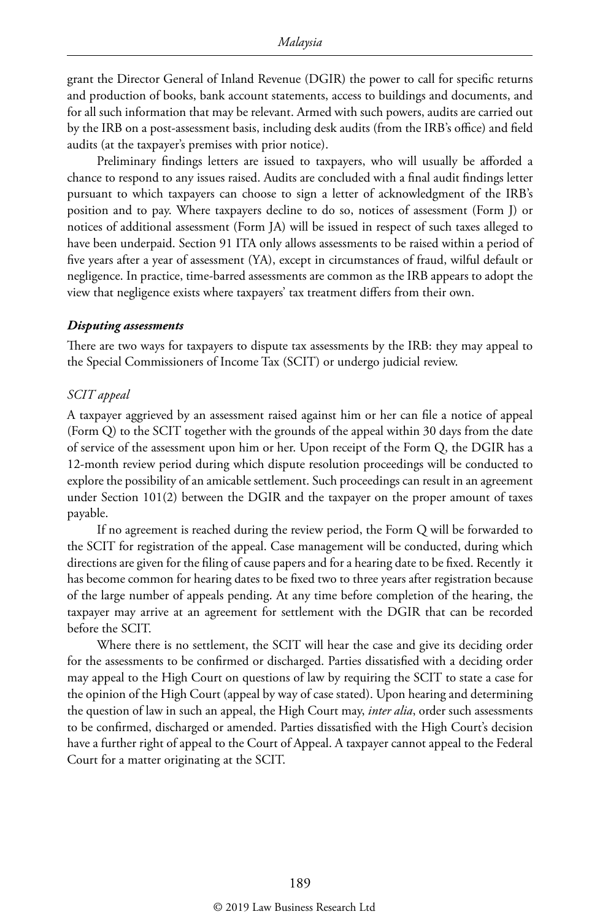grant the Director General of Inland Revenue (DGIR) the power to call for specific returns and production of books, bank account statements, access to buildings and documents, and for all such information that may be relevant. Armed with such powers, audits are carried out by the IRB on a post-assessment basis, including desk audits (from the IRB's office) and field audits (at the taxpayer's premises with prior notice).

Preliminary findings letters are issued to taxpayers, who will usually be afforded a chance to respond to any issues raised. Audits are concluded with a final audit findings letter pursuant to which taxpayers can choose to sign a letter of acknowledgment of the IRB's position and to pay. Where taxpayers decline to do so, notices of assessment (Form J) or notices of additional assessment (Form JA) will be issued in respect of such taxes alleged to have been underpaid. Section 91 ITA only allows assessments to be raised within a period of five years after a year of assessment (YA), except in circumstances of fraud, wilful default or negligence. In practice, time-barred assessments are common as the IRB appears to adopt the view that negligence exists where taxpayers' tax treatment differs from their own.

#### *Disputing assessments*

There are two ways for taxpayers to dispute tax assessments by the IRB: they may appeal to the Special Commissioners of Income Tax (SCIT) or undergo judicial review.

##### *SCIT appeal*

A taxpayer aggrieved by an assessment raised against him or her can file a notice of appeal (Form Q) to the SCIT together with the grounds of the appeal within 30 days from the date of service of the assessment upon him or her. Upon receipt of the Form Q, the DGIR has a 12-month review period during which dispute resolution proceedings will be conducted to explore the possibility of an amicable settlement. Such proceedings can result in an agreement under Section 101(2) between the DGIR and the taxpayer on the proper amount of taxes payable.

If no agreement is reached during the review period, the Form Q will be forwarded to the SCIT for registration of the appeal. Case management will be conducted, during which directions are given for the filing of cause papers and for a hearing date to be fixed. Recently it has become common for hearing dates to be fixed two to three years after registration because of the large number of appeals pending. At any time before completion of the hearing, the taxpayer may arrive at an agreement for settlement with the DGIR that can be recorded before the SCIT.

Where there is no settlement, the SCIT will hear the case and give its deciding order for the assessments to be confirmed or discharged. Parties dissatisfied with a deciding order may appeal to the High Court on questions of law by requiring the SCIT to state a case for the opinion of the High Court (appeal by way of case stated). Upon hearing and determining the question of law in such an appeal, the High Court may, *inter alia*, order such assessments to be confirmed, discharged or amended. Parties dissatisfied with the High Court's decision have a further right of appeal to the Court of Appeal. A taxpayer cannot appeal to the Federal Court for a matter originating at the SCIT.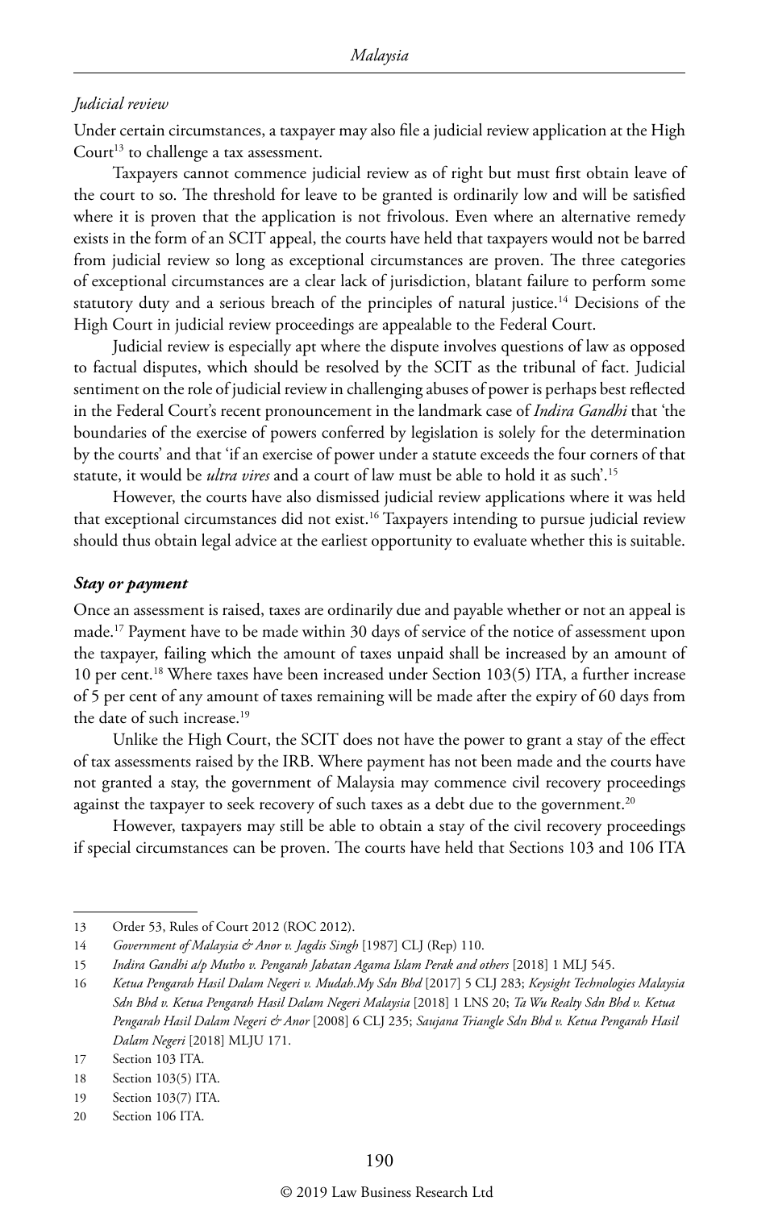*Judicial review*

Under certain circumstances, a taxpayer may also file a judicial review application at the High Court[13] to challenge a tax assessment.

Taxpayers cannot commence judicial review as of right but must first obtain leave of the court to so. The threshold for leave to be granted is ordinarily low and will be satisfied where it is proven that the application is not frivolous. Even where an alternative remedy exists in the form of an SCIT appeal, the courts have held that taxpayers would not be barred from judicial review so long as exceptional circumstances are proven. The three categories of exceptional circumstances are a clear lack of jurisdiction, blatant failure to perform some statutory duty and a serious breach of the principles of natural justice.[14] Decisions of the High Court in judicial review proceedings are appealable to the Federal Court.

Judicial review is especially apt where the dispute involves questions of law as opposed to factual disputes, which should be resolved by the SCIT as the tribunal of fact. Judicial sentiment on the role of judicial review in challenging abuses of power is perhaps best reflected in the Federal Court's recent pronouncement in the landmark case of *Indira Gandhi* that 'the boundaries of the exercise of powers conferred by legislation is solely for the determination by the courts' and that 'if an exercise of power under a statute exceeds the four corners of that statute, it would be *ultra vires* and a court of law must be able to hold it as such'.[15]

However, the courts have also dismissed judicial review applications where it was held that exceptional circumstances did not exist.[16] Taxpayers intending to pursue judicial review should thus obtain legal advice at the earliest opportunity to evaluate whether this is suitable.

***Stay or payment***

Once an assessment is raised, taxes are ordinarily due and payable whether or not an appeal is made.[17] Payment have to be made within 30 days of service of the notice of assessment upon the taxpayer, failing which the amount of taxes unpaid shall be increased by an amount of 10 per cent.[18] Where taxes have been increased under Section 103(5) ITA, a further increase of 5 per cent of any amount of taxes remaining will be made after the expiry of 60 days from the date of such increase.[19]

Unlike the High Court, the SCIT does not have the power to grant a stay of the effect of tax assessments raised by the IRB. Where payment has not been made and the courts have not granted a stay, the government of Malaysia may commence civil recovery proceedings against the taxpayer to seek recovery of such taxes as a debt due to the government.[20]

However, taxpayers may still be able to obtain a stay of the civil recovery proceedings if special circumstances can be proven. The courts have held that Sections 103 and 106 ITA

---

13 Order 53, Rules of Court 2012 (ROC 2012).

14 *Government of Malaysia & Anor v. Jagdis Singh* [1987] CLJ (Rep) 110.

15 *Indira Gandhi a/p Mutho v. Pengarah Jabatan Agama Islam Perak and others* [2018] 1 MLJ 545.

16 *Ketua Pengarah Hasil Dalam Negeri v. Mudah.My Sdn Bhd* [2017] 5 CLJ 283; *Keysight Technologies Malaysia Sdn Bhd v. Ketua Pengarah Hasil Dalam Negeri Malaysia* [2018] 1 LNS 20; *Ta Wu Realty Sdn Bhd v. Ketua Pengarah Hasil Dalam Negeri & Anor* [2008] 6 CLJ 235; *Saujana Triangle Sdn Bhd v. Ketua Pengarah Hasil Dalam Negeri* [2018] MLJU 171.

17 Section 103 ITA.

18 Section 103(5) ITA.

19 Section 103(7) ITA.

20 Section 106 ITA.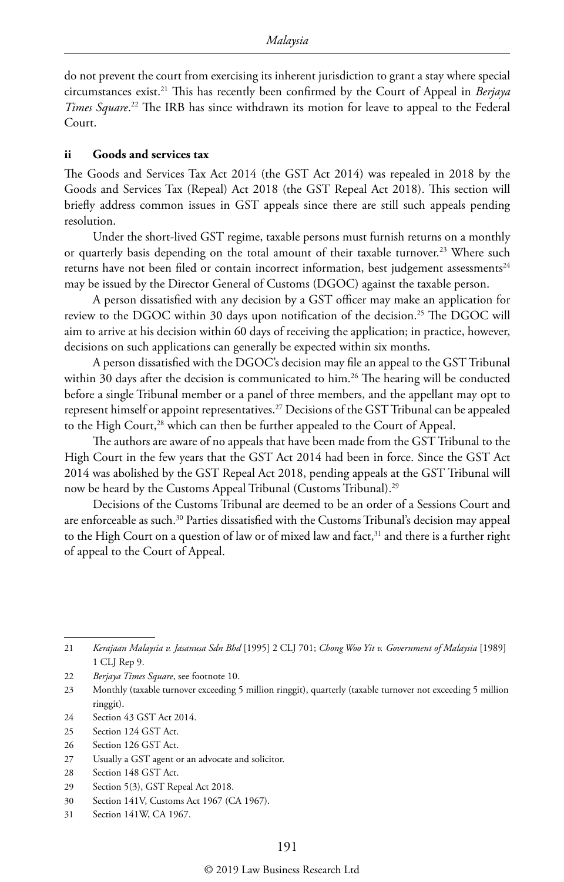do not prevent the court from exercising its inherent jurisdiction to grant a stay where special circumstances exist.[21] This has recently been confirmed by the Court of Appeal in *Berjaya Times Square*.[22] The IRB has since withdrawn its motion for leave to appeal to the Federal Court.

### ii Goods and services tax

The Goods and Services Tax Act 2014 (the GST Act 2014) was repealed in 2018 by the Goods and Services Tax (Repeal) Act 2018 (the GST Repeal Act 2018). This section will briefly address common issues in GST appeals since there are still such appeals pending resolution.

Under the short-lived GST regime, taxable persons must furnish returns on a monthly or quarterly basis depending on the total amount of their taxable turnover.[23] Where such returns have not been filed or contain incorrect information, best judgement assessments[24] may be issued by the Director General of Customs (DGOC) against the taxable person.

A person dissatisfied with any decision by a GST officer may make an application for review to the DGOC within 30 days upon notification of the decision.[25] The DGOC will aim to arrive at his decision within 60 days of receiving the application; in practice, however, decisions on such applications can generally be expected within six months.

A person dissatisfied with the DGOC's decision may file an appeal to the GST Tribunal within 30 days after the decision is communicated to him.[26] The hearing will be conducted before a single Tribunal member or a panel of three members, and the appellant may opt to represent himself or appoint representatives.[27] Decisions of the GST Tribunal can be appealed to the High Court,[28] which can then be further appealed to the Court of Appeal.

The authors are aware of no appeals that have been made from the GST Tribunal to the High Court in the few years that the GST Act 2014 had been in force. Since the GST Act 2014 was abolished by the GST Repeal Act 2018, pending appeals at the GST Tribunal will now be heard by the Customs Appeal Tribunal (Customs Tribunal).[29]

Decisions of the Customs Tribunal are deemed to be an order of a Sessions Court and are enforceable as such.[30] Parties dissatisfied with the Customs Tribunal's decision may appeal to the High Court on a question of law or of mixed law and fact,[31] and there is a further right of appeal to the Court of Appeal.

---

21 *Kerajaan Malaysia v. Jasanusa Sdn Bhd* [1995] 2 CLJ 701; *Chong Woo Yit v. Government of Malaysia* [1989] 1 CLJ Rep 9.

22 *Berjaya Times Square*, see footnote 10.

23 Monthly (taxable turnover exceeding 5 million ringgit), quarterly (taxable turnover not exceeding 5 million ringgit).

24 Section 43 GST Act 2014.

25 Section 124 GST Act.

26 Section 126 GST Act.

27 Usually a GST agent or an advocate and solicitor.

28 Section 148 GST Act.

29 Section 5(3), GST Repeal Act 2018.

30 Section 141V, Customs Act 1967 (CA 1967).

31 Section 141W, CA 1967.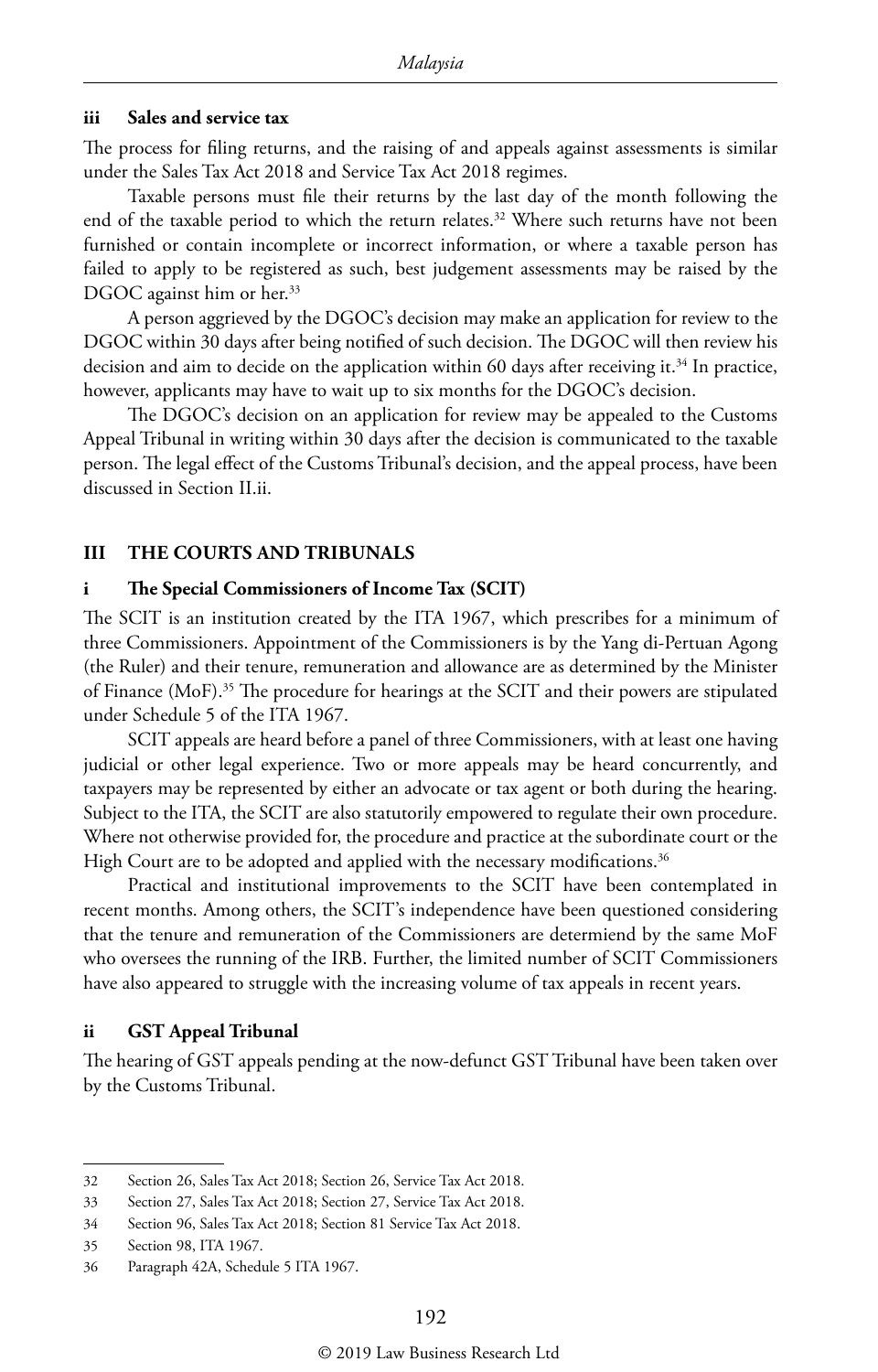### iii Sales and service tax

The process for filing returns, and the raising of and appeals against assessments is similar under the Sales Tax Act 2018 and Service Tax Act 2018 regimes.

Taxable persons must file their returns by the last day of the month following the end of the taxable period to which the return relates.[32] Where such returns have not been furnished or contain incomplete or incorrect information, or where a taxable person has failed to apply to be registered as such, best judgement assessments may be raised by the DGOC against him or her.[33]

A person aggrieved by the DGOC's decision may make an application for review to the DGOC within 30 days after being notified of such decision. The DGOC will then review his decision and aim to decide on the application within 60 days after receiving it.[34] In practice, however, applicants may have to wait up to six months for the DGOC's decision.

The DGOC's decision on an application for review may be appealed to the Customs Appeal Tribunal in writing within 30 days after the decision is communicated to the taxable person. The legal effect of the Customs Tribunal's decision, and the appeal process, have been discussed in Section II.ii.

## III THE COURTS AND TRIBUNALS

### i The Special Commissioners of Income Tax (SCIT)

The SCIT is an institution created by the ITA 1967, which prescribes for a minimum of three Commissioners. Appointment of the Commissioners is by the Yang di-Pertuan Agong (the Ruler) and their tenure, remuneration and allowance are as determined by the Minister of Finance (MoF).[35] The procedure for hearings at the SCIT and their powers are stipulated under Schedule 5 of the ITA 1967.

SCIT appeals are heard before a panel of three Commissioners, with at least one having judicial or other legal experience. Two or more appeals may be heard concurrently, and taxpayers may be represented by either an advocate or tax agent or both during the hearing. Subject to the ITA, the SCIT are also statutorily empowered to regulate their own procedure. Where not otherwise provided for, the procedure and practice at the subordinate court or the High Court are to be adopted and applied with the necessary modifications.[36]

Practical and institutional improvements to the SCIT have been contemplated in recent months. Among others, the SCIT's independence have been questioned considering that the tenure and remuneration of the Commissioners are determiend by the same MoF who oversees the running of the IRB. Further, the limited number of SCIT Commissioners have also appeared to struggle with the increasing volume of tax appeals in recent years.

### ii GST Appeal Tribunal

The hearing of GST appeals pending at the now-defunct GST Tribunal have been taken over by the Customs Tribunal.

---

32 Section 26, Sales Tax Act 2018; Section 26, Service Tax Act 2018.

33 Section 27, Sales Tax Act 2018; Section 27, Service Tax Act 2018.

34 Section 96, Sales Tax Act 2018; Section 81 Service Tax Act 2018.

35 Section 98, ITA 1967.

36 Paragraph 42A, Schedule 5 ITA 1967.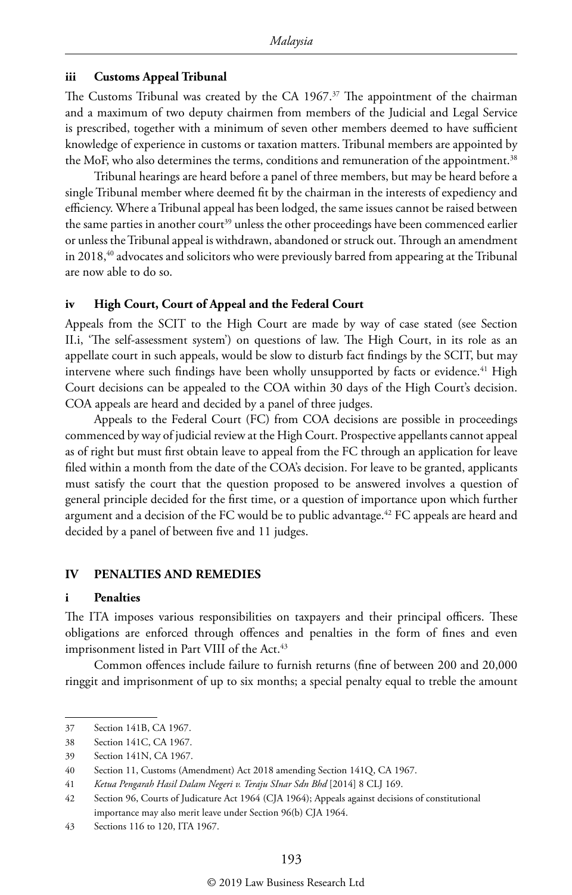### iii Customs Appeal Tribunal

The Customs Tribunal was created by the CA 1967.[37] The appointment of the chairman and a maximum of two deputy chairmen from members of the Judicial and Legal Service is prescribed, together with a minimum of seven other members deemed to have sufficient knowledge of experience in customs or taxation matters. Tribunal members are appointed by the MoF, who also determines the terms, conditions and remuneration of the appointment.[38]

Tribunal hearings are heard before a panel of three members, but may be heard before a single Tribunal member where deemed fit by the chairman in the interests of expediency and efficiency. Where a Tribunal appeal has been lodged, the same issues cannot be raised between the same parties in another court[39] unless the other proceedings have been commenced earlier or unless the Tribunal appeal is withdrawn, abandoned or struck out. Through an amendment in 2018,[40] advocates and solicitors who were previously barred from appearing at the Tribunal are now able to do so.

### iv High Court, Court of Appeal and the Federal Court

Appeals from the SCIT to the High Court are made by way of case stated (see Section II.i, 'The self-assessment system') on questions of law. The High Court, in its role as an appellate court in such appeals, would be slow to disturb fact findings by the SCIT, but may intervene where such findings have been wholly unsupported by facts or evidence.[41] High Court decisions can be appealed to the COA within 30 days of the High Court's decision. COA appeals are heard and decided by a panel of three judges.

Appeals to the Federal Court (FC) from COA decisions are possible in proceedings commenced by way of judicial review at the High Court. Prospective appellants cannot appeal as of right but must first obtain leave to appeal from the FC through an application for leave filed within a month from the date of the COA's decision. For leave to be granted, applicants must satisfy the court that the question proposed to be answered involves a question of general principle decided for the first time, or a question of importance upon which further argument and a decision of the FC would be to public advantage.[42] FC appeals are heard and decided by a panel of between five and 11 judges.

## IV PENALTIES AND REMEDIES

### i Penalties

The ITA imposes various responsibilities on taxpayers and their principal officers. These obligations are enforced through offences and penalties in the form of fines and even imprisonment listed in Part VIII of the Act.[43]

Common offences include failure to furnish returns (fine of between 200 and 20,000 ringgit and imprisonment of up to six months; a special penalty equal to treble the amount

---

37 Section 141B, CA 1967.

38 Section 141C, CA 1967.

39 Section 141N, CA 1967.

40 Section 11, Customs (Amendment) Act 2018 amending Section 141Q, CA 1967.

41 *Ketua Pengarah Hasil Dalam Negeri v. Teraju SInar Sdn Bhd* [2014] 8 CLJ 169.

42 Section 96, Courts of Judicature Act 1964 (CJA 1964); Appeals against decisions of constitutional importance may also merit leave under Section 96(b) CJA 1964.

43 Sections 116 to 120, ITA 1967.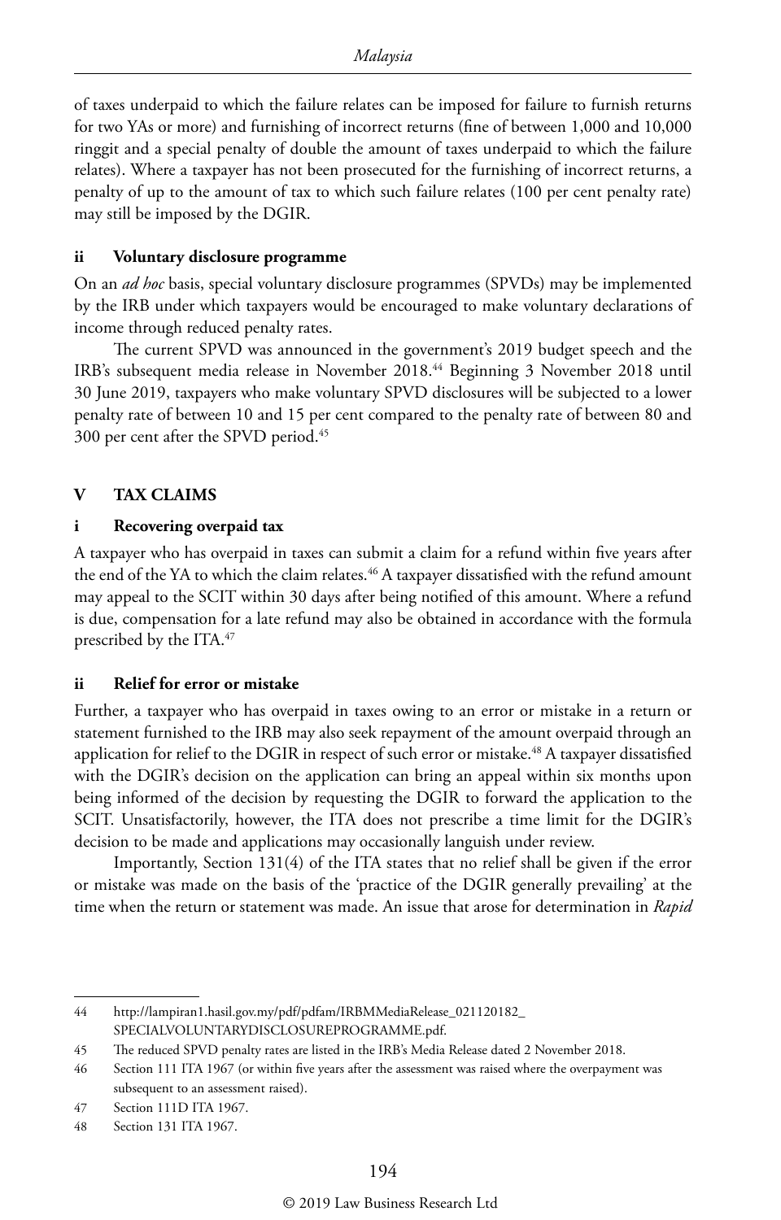of taxes underpaid to which the failure relates can be imposed for failure to furnish returns for two YAs or more) and furnishing of incorrect returns (fine of between 1,000 and 10,000 ringgit and a special penalty of double the amount of taxes underpaid to which the failure relates). Where a taxpayer has not been prosecuted for the furnishing of incorrect returns, a penalty of up to the amount of tax to which such failure relates (100 per cent penalty rate) may still be imposed by the DGIR.

### ii Voluntary disclosure programme

On an *ad hoc* basis, special voluntary disclosure programmes (SPVDs) may be implemented by the IRB under which taxpayers would be encouraged to make voluntary declarations of income through reduced penalty rates.

The current SPVD was announced in the government's 2019 budget speech and the IRB's subsequent media release in November 2018.[44] Beginning 3 November 2018 until 30 June 2019, taxpayers who make voluntary SPVD disclosures will be subjected to a lower penalty rate of between 10 and 15 per cent compared to the penalty rate of between 80 and 300 per cent after the SPVD period.[45]

## V TAX CLAIMS

### i Recovering overpaid tax

A taxpayer who has overpaid in taxes can submit a claim for a refund within five years after the end of the YA to which the claim relates.[46] A taxpayer dissatisfied with the refund amount may appeal to the SCIT within 30 days after being notified of this amount. Where a refund is due, compensation for a late refund may also be obtained in accordance with the formula prescribed by the ITA.[47]

### ii Relief for error or mistake

Further, a taxpayer who has overpaid in taxes owing to an error or mistake in a return or statement furnished to the IRB may also seek repayment of the amount overpaid through an application for relief to the DGIR in respect of such error or mistake.[48] A taxpayer dissatisfied with the DGIR's decision on the application can bring an appeal within six months upon being informed of the decision by requesting the DGIR to forward the application to the SCIT. Unsatisfactorily, however, the ITA does not prescribe a time limit for the DGIR's decision to be made and applications may occasionally languish under review.

Importantly, Section 131(4) of the ITA states that no relief shall be given if the error or mistake was made on the basis of the 'practice of the DGIR generally prevailing' at the time when the return or statement was made. An issue that arose for determination in *Rapid*

---

44 http://lampiran1.hasil.gov.my/pdf/pdfam/IRBMMediaRelease_021120182_SPECIALVOLUNTARYDISCLOSUREPROGRAMME.pdf.

45 The reduced SPVD penalty rates are listed in the IRB's Media Release dated 2 November 2018.

46 Section 111 ITA 1967 (or within five years after the assessment was raised where the overpayment was subsequent to an assessment raised).

47 Section 111D ITA 1967.

48 Section 131 ITA 1967.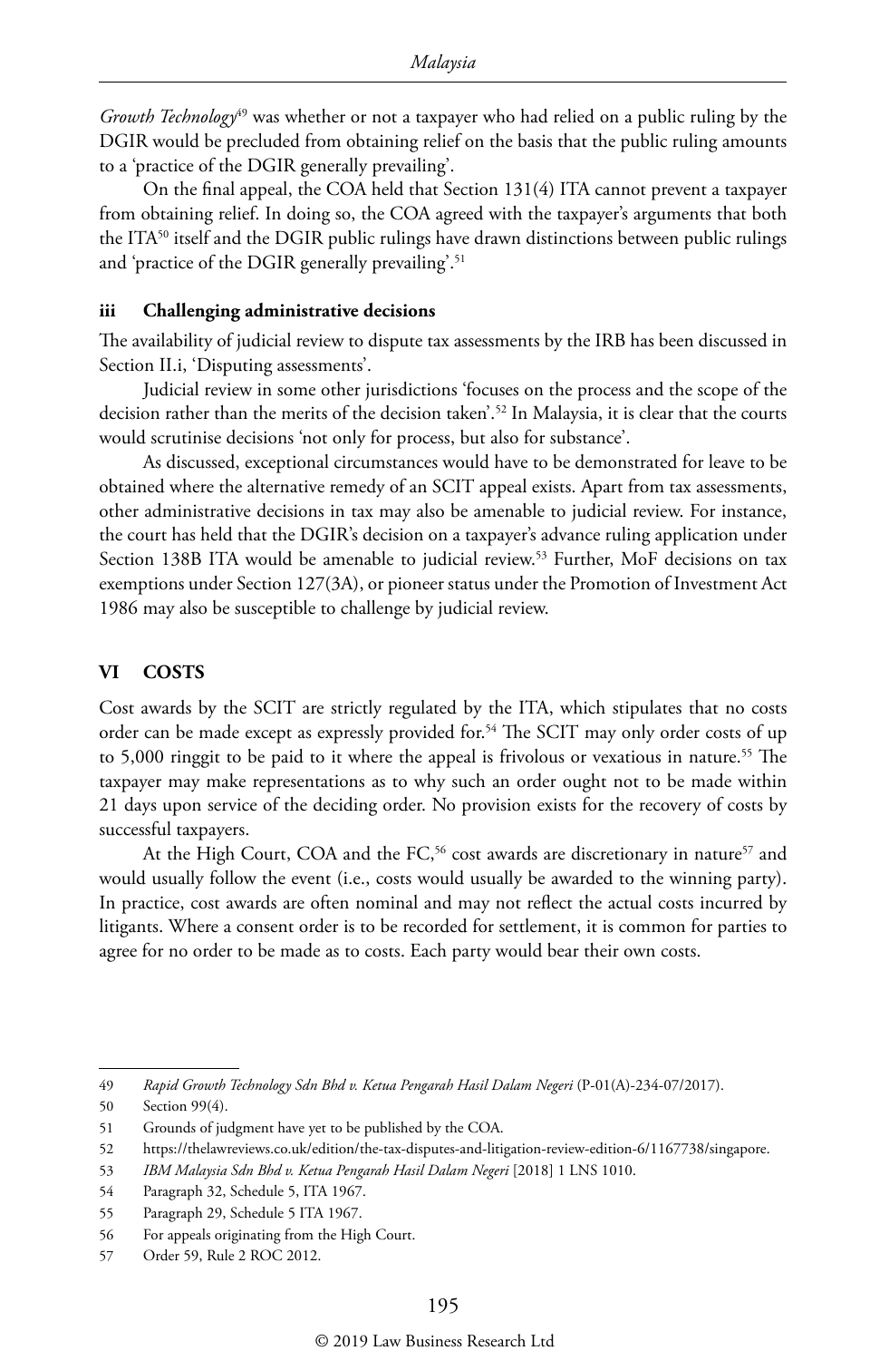*Growth Technology*[49] was whether or not a taxpayer who had relied on a public ruling by the DGIR would be precluded from obtaining relief on the basis that the public ruling amounts to a 'practice of the DGIR generally prevailing'.

On the final appeal, the COA held that Section 131(4) ITA cannot prevent a taxpayer from obtaining relief. In doing so, the COA agreed with the taxpayer's arguments that both the ITA[50] itself and the DGIR public rulings have drawn distinctions between public rulings and 'practice of the DGIR generally prevailing'.[51]

### iii Challenging administrative decisions

The availability of judicial review to dispute tax assessments by the IRB has been discussed in Section II.i, 'Disputing assessments'.

Judicial review in some other jurisdictions 'focuses on the process and the scope of the decision rather than the merits of the decision taken'.[52] In Malaysia, it is clear that the courts would scrutinise decisions 'not only for process, but also for substance'.

As discussed, exceptional circumstances would have to be demonstrated for leave to be obtained where the alternative remedy of an SCIT appeal exists. Apart from tax assessments, other administrative decisions in tax may also be amenable to judicial review. For instance, the court has held that the DGIR's decision on a taxpayer's advance ruling application under Section 138B ITA would be amenable to judicial review.[53] Further, MoF decisions on tax exemptions under Section 127(3A), or pioneer status under the Promotion of Investment Act 1986 may also be susceptible to challenge by judicial review.

## VI COSTS

Cost awards by the SCIT are strictly regulated by the ITA, which stipulates that no costs order can be made except as expressly provided for.[54] The SCIT may only order costs of up to 5,000 ringgit to be paid to it where the appeal is frivolous or vexatious in nature.[55] The taxpayer may make representations as to why such an order ought not to be made within 21 days upon service of the deciding order. No provision exists for the recovery of costs by successful taxpayers.

At the High Court, COA and the FC,[56] cost awards are discretionary in nature[57] and would usually follow the event (i.e., costs would usually be awarded to the winning party). In practice, cost awards are often nominal and may not reflect the actual costs incurred by litigants. Where a consent order is to be recorded for settlement, it is common for parties to agree for no order to be made as to costs. Each party would bear their own costs.

---

49 *Rapid Growth Technology Sdn Bhd v. Ketua Pengarah Hasil Dalam Negeri* (P-01(A)-234-07/2017).

50 Section 99(4).

51 Grounds of judgment have yet to be published by the COA.

52 https://thelawreviews.co.uk/edition/the-tax-disputes-and-litigation-review-edition-6/1167738/singapore.

53 *IBM Malaysia Sdn Bhd v. Ketua Pengarah Hasil Dalam Negeri* [2018] 1 LNS 1010.

54 Paragraph 32, Schedule 5, ITA 1967.

55 Paragraph 29, Schedule 5 ITA 1967.

56 For appeals originating from the High Court.

57 Order 59, Rule 2 ROC 2012.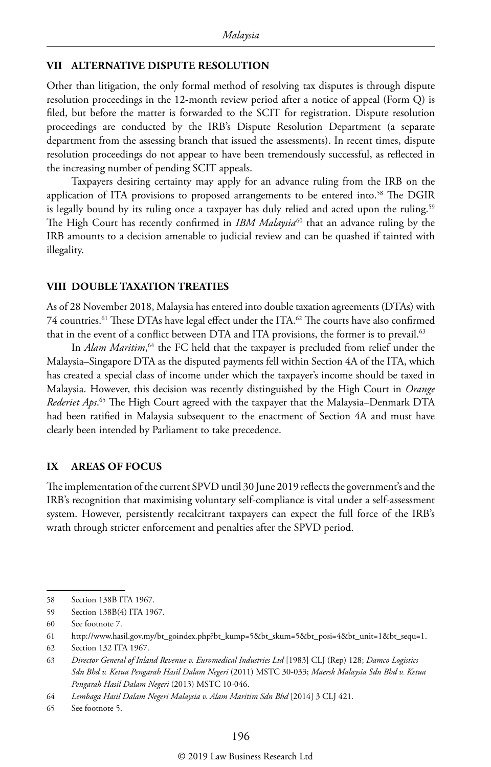## VII ALTERNATIVE DISPUTE RESOLUTION

Other than litigation, the only formal method of resolving tax disputes is through dispute resolution proceedings in the 12-month review period after a notice of appeal (Form Q) is filed, but before the matter is forwarded to the SCIT for registration. Dispute resolution proceedings are conducted by the IRB's Dispute Resolution Department (a separate department from the assessing branch that issued the assessments). In recent times, dispute resolution proceedings do not appear to have been tremendously successful, as reflected in the increasing number of pending SCIT appeals.

Taxpayers desiring certainty may apply for an advance ruling from the IRB on the application of ITA provisions to proposed arrangements to be entered into.[58] The DGIR is legally bound by its ruling once a taxpayer has duly relied and acted upon the ruling.[59] The High Court has recently confirmed in *IBM Malaysia*[60] that an advance ruling by the IRB amounts to a decision amenable to judicial review and can be quashed if tainted with illegality.

## VIII DOUBLE TAXATION TREATIES

As of 28 November 2018, Malaysia has entered into double taxation agreements (DTAs) with 74 countries.[61] These DTAs have legal effect under the ITA.[62] The courts have also confirmed that in the event of a conflict between DTA and ITA provisions, the former is to prevail.[63]

In *Alam Maritim*,[64] the FC held that the taxpayer is precluded from relief under the Malaysia–Singapore DTA as the disputed payments fell within Section 4A of the ITA, which has created a special class of income under which the taxpayer's income should be taxed in Malaysia. However, this decision was recently distinguished by the High Court in *Orange Rederiet Aps*.[65] The High Court agreed with the taxpayer that the Malaysia–Denmark DTA had been ratified in Malaysia subsequent to the enactment of Section 4A and must have clearly been intended by Parliament to take precedence.

## IX AREAS OF FOCUS

The implementation of the current SPVD until 30 June 2019 reflects the government's and the IRB's recognition that maximising voluntary self-compliance is vital under a self-assessment system. However, persistently recalcitrant taxpayers can expect the full force of the IRB's wrath through stricter enforcement and penalties after the SPVD period.

---

58 Section 138B ITA 1967.

59 Section 138B(4) ITA 1967.

60 See footnote 7.

61 http://www.hasil.gov.my/bt_goindex.php?bt_kump=5&bt_skum=5&bt_posi=4&bt_unit=1&bt_sequ=1.

62 Section 132 ITA 1967.

63 *Director General of Inland Revenue v. Euromedical Industries Ltd* [1983] CLJ (Rep) 128; *Damco Logistics Sdn Bhd v. Ketua Pengarah Hasil Dalam Negeri* (2011) MSTC 30-033; *Maersk Malaysia Sdn Bhd v. Ketua Pengarah Hasil Dalam Negeri* (2013) MSTC 10-046.

64 *Lembaga Hasil Dalam Negeri Malaysia v. Alam Maritim Sdn Bhd* [2014] 3 CLJ 421.

65 See footnote 5.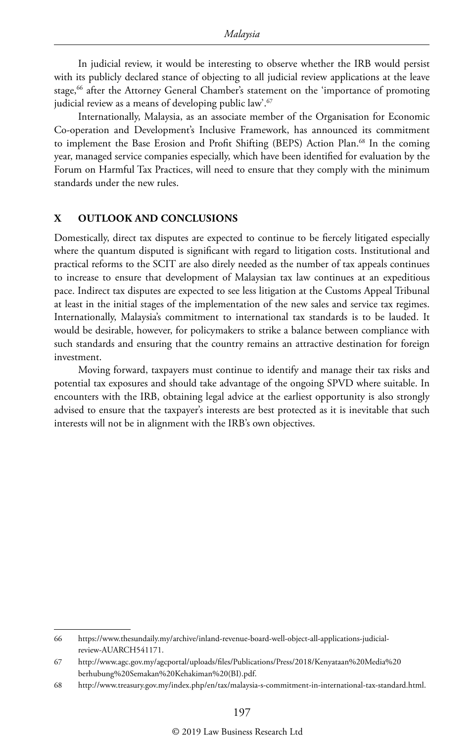In judicial review, it would be interesting to observe whether the IRB would persist with its publicly declared stance of objecting to all judicial review applications at the leave stage,[66] after the Attorney General Chamber's statement on the 'importance of promoting judicial review as a means of developing public law'.[67]

Internationally, Malaysia, as an associate member of the Organisation for Economic Co-operation and Development's Inclusive Framework, has announced its commitment to implement the Base Erosion and Profit Shifting (BEPS) Action Plan.[68] In the coming year, managed service companies especially, which have been identified for evaluation by the Forum on Harmful Tax Practices, will need to ensure that they comply with the minimum standards under the new rules.

## X OUTLOOK AND CONCLUSIONS

Domestically, direct tax disputes are expected to continue to be fiercely litigated especially where the quantum disputed is significant with regard to litigation costs. Institutional and practical reforms to the SCIT are also direly needed as the number of tax appeals continues to increase to ensure that development of Malaysian tax law continues at an expeditious pace. Indirect tax disputes are expected to see less litigation at the Customs Appeal Tribunal at least in the initial stages of the implementation of the new sales and service tax regimes. Internationally, Malaysia's commitment to international tax standards is to be lauded. It would be desirable, however, for policymakers to strike a balance between compliance with such standards and ensuring that the country remains an attractive destination for foreign investment.

Moving forward, taxpayers must continue to identify and manage their tax risks and potential tax exposures and should take advantage of the ongoing SPVD where suitable. In encounters with the IRB, obtaining legal advice at the earliest opportunity is also strongly advised to ensure that the taxpayer's interests are best protected as it is inevitable that such interests will not be in alignment with the IRB's own objectives.

---

66 https://www.thesundaily.my/archive/inland-revenue-board-well-object-all-applications-judicial-review-AUARCH541171.

67 http://www.agc.gov.my/agcportal/uploads/files/Publications/Press/2018/Kenyataan%20Media%20berhubung%20Semakan%20Kehakiman%20(BI).pdf.

68 http://www.treasury.gov.my/index.php/en/tax/malaysia-s-commitment-in-international-tax-standard.html.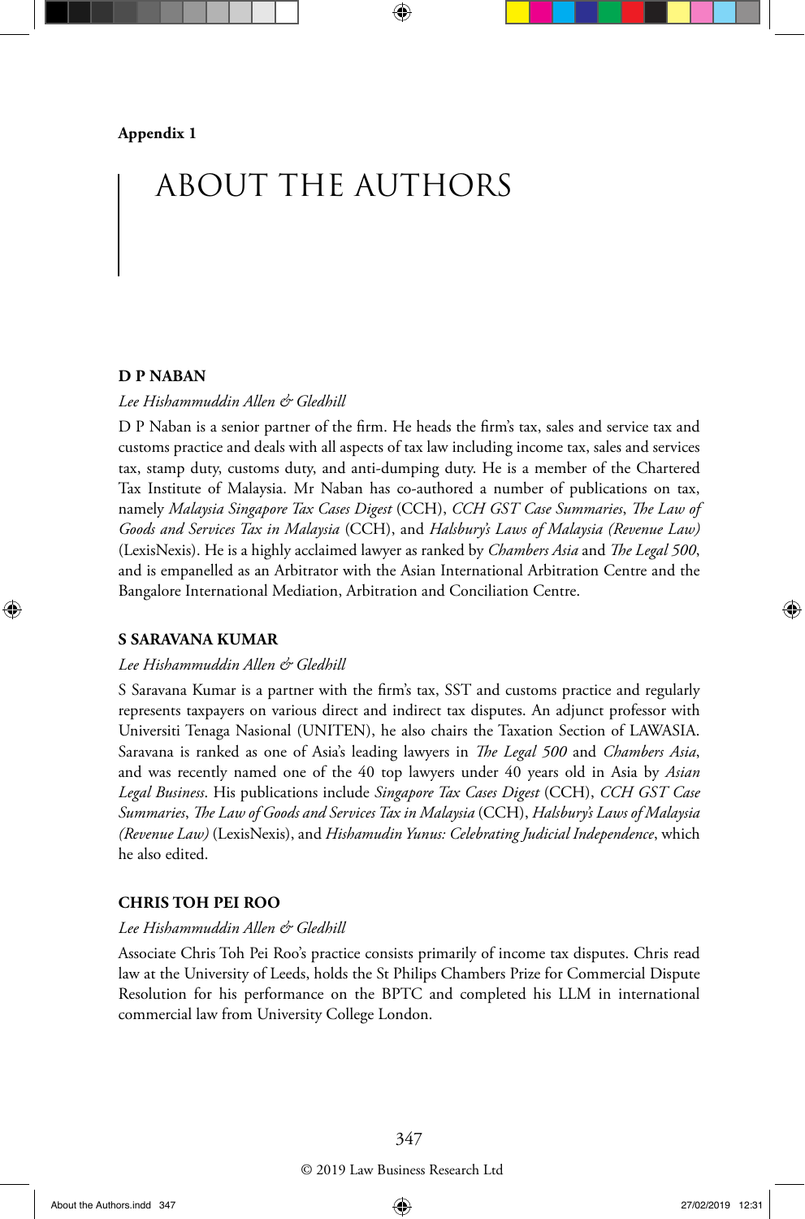**Appendix 1**

# ABOUT THE AUTHORS

### D P NABAN

*Lee Hishammuddin Allen & Gledhill*

D P Naban is a senior partner of the firm. He heads the firm's tax, sales and service tax and customs practice and deals with all aspects of tax law including income tax, sales and services tax, stamp duty, customs duty, and anti-dumping duty. He is a member of the Chartered Tax Institute of Malaysia. Mr Naban has co-authored a number of publications on tax, namely *Malaysia Singapore Tax Cases Digest* (CCH), *CCH GST Case Summaries*, *The Law of Goods and Services Tax in Malaysia* (CCH), and *Halsbury's Laws of Malaysia (Revenue Law)* (LexisNexis). He is a highly acclaimed lawyer as ranked by *Chambers Asia* and *The Legal 500*, and is empanelled as an Arbitrator with the Asian International Arbitration Centre and the Bangalore International Mediation, Arbitration and Conciliation Centre.

### S SARAVANA KUMAR

*Lee Hishammuddin Allen & Gledhill*

S Saravana Kumar is a partner with the firm's tax, SST and customs practice and regularly represents taxpayers on various direct and indirect tax disputes. An adjunct professor with Universiti Tenaga Nasional (UNITEN), he also chairs the Taxation Section of LAWASIA. Saravana is ranked as one of Asia's leading lawyers in *The Legal 500* and *Chambers Asia*, and was recently named one of the 40 top lawyers under 40 years old in Asia by *Asian Legal Business*. His publications include *Singapore Tax Cases Digest* (CCH), *CCH GST Case Summaries*, *The Law of Goods and Services Tax in Malaysia* (CCH), *Halsbury's Laws of Malaysia (Revenue Law)* (LexisNexis), and *Hishamudin Yunus: Celebrating Judicial Independence*, which he also edited.

### CHRIS TOH PEI ROO

*Lee Hishammuddin Allen & Gledhill*

Associate Chris Toh Pei Roo's practice consists primarily of income tax disputes. Chris read law at the University of Leeds, holds the St Philips Chambers Prize for Commercial Dispute Resolution for his performance on the BPTC and completed his LLM in international commercial law from University College London.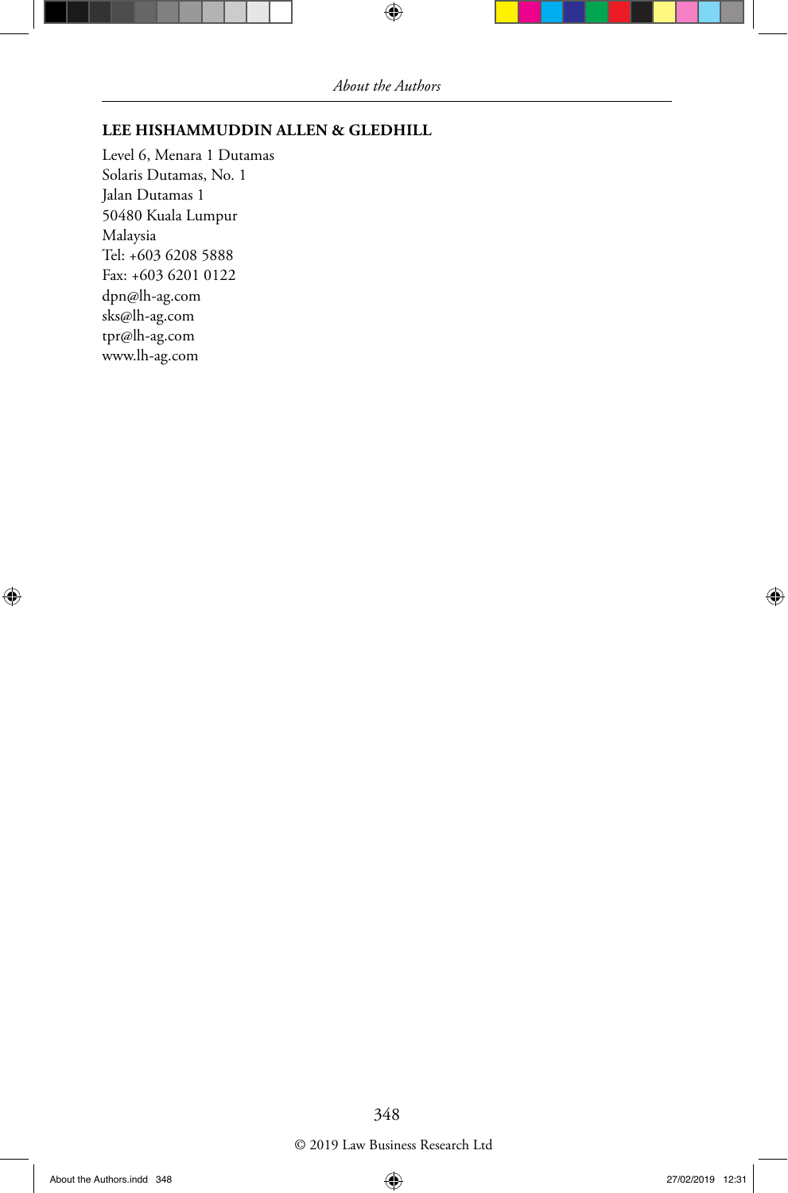## LEE HISHAMMUDDIN ALLEN & GLEDHILL

Level 6, Menara 1 Dutamas
Solaris Dutamas, No. 1
Jalan Dutamas 1
50480 Kuala Lumpur
Malaysia
Tel: +603 6208 5888
Fax: +603 6201 0122
dpn@lh-ag.com
sks@lh-ag.com
tpr@lh-ag.com
www.lh-ag.com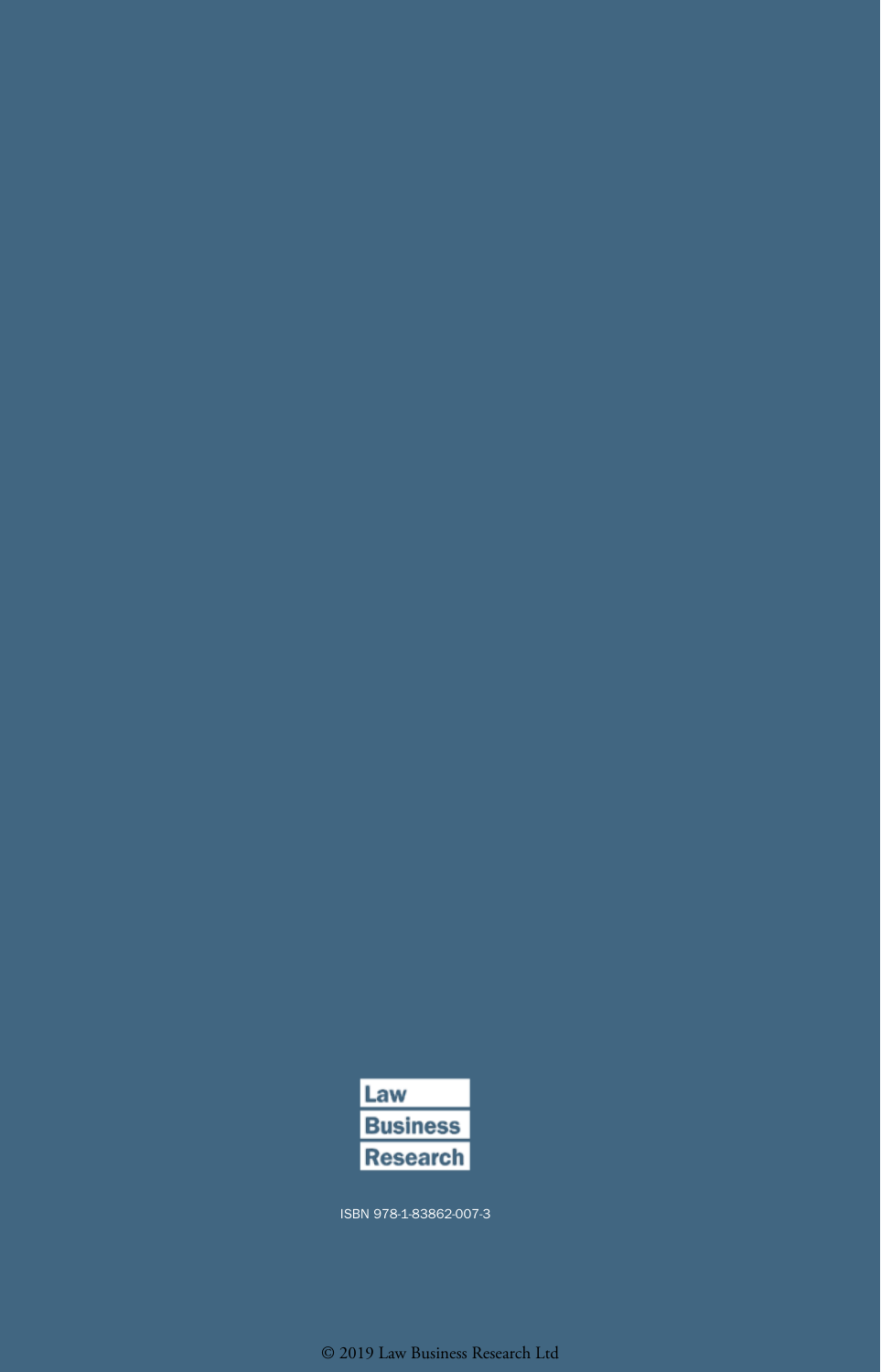Law
Business
Research

ISBN 978-1-83862-007-3

© 2019 Law Business Research Ltd